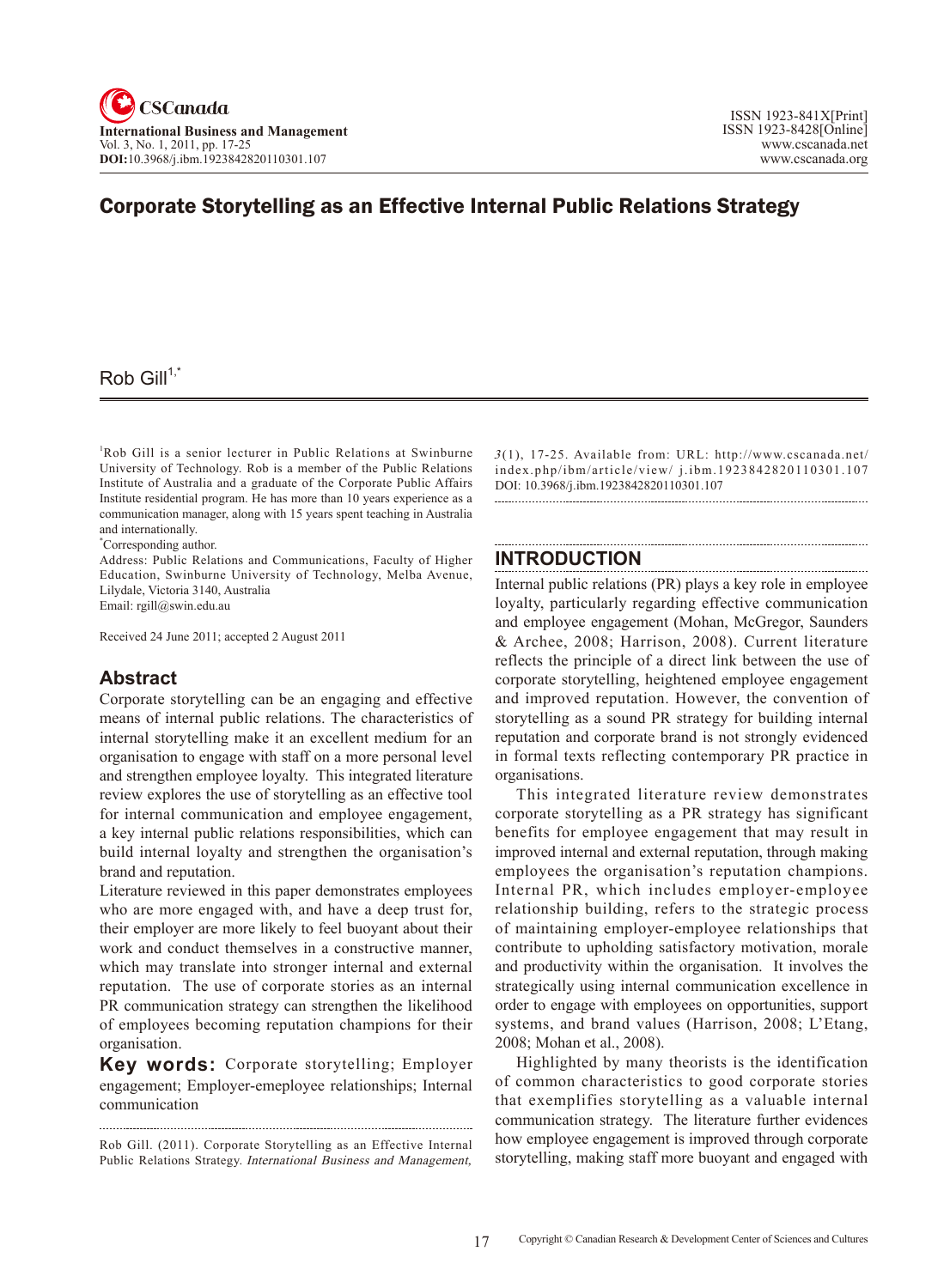# Corporate Storytelling as an Effective Internal Public Relations Strategy

Rob Gill[1,*]

[1]Rob Gill is a senior lecturer in Public Relations at Swinburne University of Technology. Rob is a member of the Public Relations Institute of Australia and a graduate of the Corporate Public Affairs Institute residential program. He has more than 10 years experience as a communication manager, along with 15 years spent teaching in Australia and internationally.

[*]Corresponding author.

Address: Public Relations and Communications, Faculty of Higher Education, Swinburne University of Technology, Melba Avenue, Lilydale, Victoria 3140, Australia

Email: rgill@swin.edu.au

Received 24 June 2011; accepted 2 August 2011

## Abstract

Corporate storytelling can be an engaging and effective means of internal public relations. The characteristics of internal storytelling make it an excellent medium for an organisation to engage with staff on a more personal level and strengthen employee loyalty. This integrated literature review explores the use of storytelling as an effective tool for internal communication and employee engagement, a key internal public relations responsibilities, which can build internal loyalty and strengthen the organisation's brand and reputation.

Literature reviewed in this paper demonstrates employees who are more engaged with, and have a deep trust for, their employer are more likely to feel buoyant about their work and conduct themselves in a constructive manner, which may translate into stronger internal and external reputation. The use of corporate stories as an internal PR communication strategy can strengthen the likelihood of employees becoming reputation champions for their organisation.

**Key words:** Corporate storytelling; Employer engagement; Employer-emeployee relationships; Internal communication

Rob Gill. (2011). Corporate Storytelling as an Effective Internal Public Relations Strategy. *International Business and Management, 3*(1), 17-25. Available from: URL: http://www.cscanada.net/index.php/ibm/article/view/ j.ibm.1923842820110301.107 DOI: 10.3968/j.ibm.1923842820110301.107

## INTRODUCTION

Internal public relations (PR) plays a key role in employee loyalty, particularly regarding effective communication and employee engagement (Mohan, McGregor, Saunders & Archee, 2008; Harrison, 2008). Current literature reflects the principle of a direct link between the use of corporate storytelling, heightened employee engagement and improved reputation. However, the convention of storytelling as a sound PR strategy for building internal reputation and corporate brand is not strongly evidenced in formal texts reflecting contemporary PR practice in organisations.

This integrated literature review demonstrates corporate storytelling as a PR strategy has significant benefits for employee engagement that may result in improved internal and external reputation, through making employees the organisation's reputation champions. Internal PR, which includes employer-employee relationship building, refers to the strategic process of maintaining employer-employee relationships that contribute to upholding satisfactory motivation, morale and productivity within the organisation. It involves the strategically using internal communication excellence in order to engage with employees on opportunities, support systems, and brand values (Harrison, 2008; L'Etang, 2008; Mohan et al., 2008).

Highlighted by many theorists is the identification of common characteristics to good corporate stories that exemplifies storytelling as a valuable internal communication strategy. The literature further evidences how employee engagement is improved through corporate storytelling, making staff more buoyant and engaged with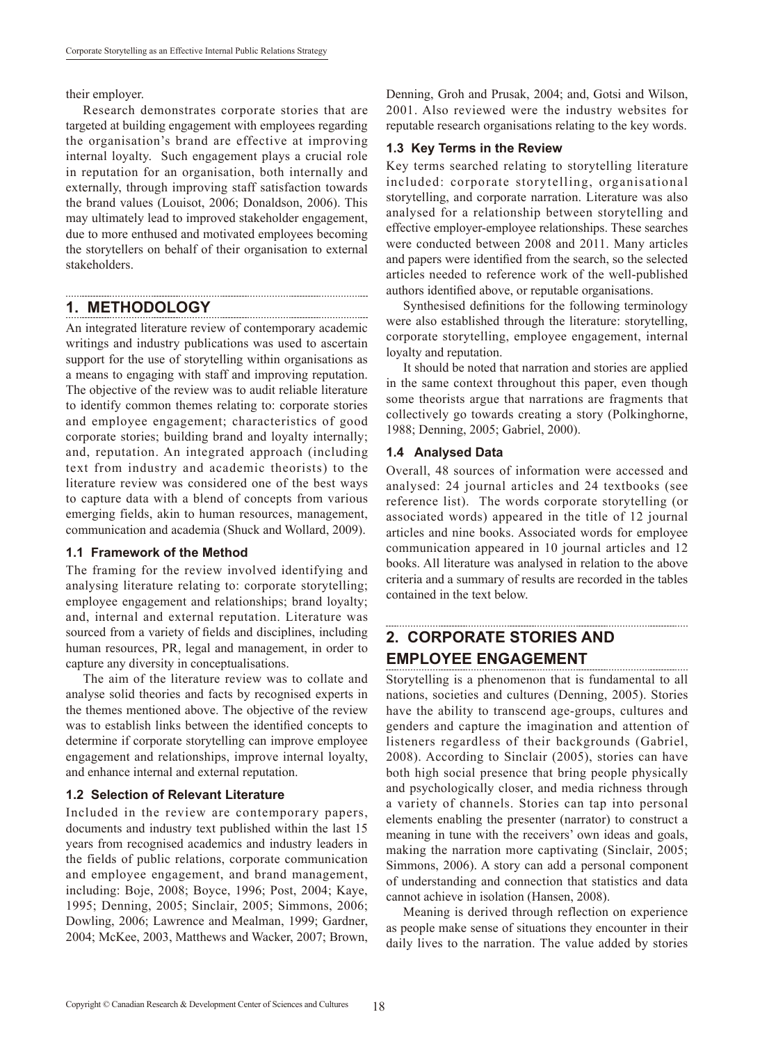their employer.

Research demonstrates corporate stories that are targeted at building engagement with employees regarding the organisation's brand are effective at improving internal loyalty. Such engagement plays a crucial role in reputation for an organisation, both internally and externally, through improving staff satisfaction towards the brand values (Louisot, 2006; Donaldson, 2006). This may ultimately lead to improved stakeholder engagement, due to more enthused and motivated employees becoming the storytellers on behalf of their organisation to external stakeholders.

## 1. METHODOLOGY

An integrated literature review of contemporary academic writings and industry publications was used to ascertain support for the use of storytelling within organisations as a means to engaging with staff and improving reputation. The objective of the review was to audit reliable literature to identify common themes relating to: corporate stories and employee engagement; characteristics of good corporate stories; building brand and loyalty internally; and, reputation. An integrated approach (including text from industry and academic theorists) to the literature review was considered one of the best ways to capture data with a blend of concepts from various emerging fields, akin to human resources, management, communication and academia (Shuck and Wollard, 2009).

### 1.1 Framework of the Method

The framing for the review involved identifying and analysing literature relating to: corporate storytelling; employee engagement and relationships; brand loyalty; and, internal and external reputation. Literature was sourced from a variety of fields and disciplines, including human resources, PR, legal and management, in order to capture any diversity in conceptualisations.

The aim of the literature review was to collate and analyse solid theories and facts by recognised experts in the themes mentioned above. The objective of the review was to establish links between the identified concepts to determine if corporate storytelling can improve employee engagement and relationships, improve internal loyalty, and enhance internal and external reputation.

### 1.2 Selection of Relevant Literature

Included in the review are contemporary papers, documents and industry text published within the last 15 years from recognised academics and industry leaders in the fields of public relations, corporate communication and employee engagement, and brand management, including: Boje, 2008; Boyce, 1996; Post, 2004; Kaye, 1995; Denning, 2005; Sinclair, 2005; Simmons, 2006; Dowling, 2006; Lawrence and Mealman, 1999; Gardner, 2004; McKee, 2003, Matthews and Wacker, 2007; Brown, Denning, Groh and Prusak, 2004; and, Gotsi and Wilson, 2001. Also reviewed were the industry websites for reputable research organisations relating to the key words.

### 1.3 Key Terms in the Review

Key terms searched relating to storytelling literature included: corporate storytelling, organisational storytelling, and corporate narration. Literature was also analysed for a relationship between storytelling and effective employer-employee relationships. These searches were conducted between 2008 and 2011. Many articles and papers were identified from the search, so the selected articles needed to reference work of the well-published authors identified above, or reputable organisations.

Synthesised definitions for the following terminology were also established through the literature: storytelling, corporate storytelling, employee engagement, internal loyalty and reputation.

It should be noted that narration and stories are applied in the same context throughout this paper, even though some theorists argue that narrations are fragments that collectively go towards creating a story (Polkinghorne, 1988; Denning, 2005; Gabriel, 2000).

### 1.4 Analysed Data

Overall, 48 sources of information were accessed and analysed: 24 journal articles and 24 textbooks (see reference list). The words corporate storytelling (or associated words) appeared in the title of 12 journal articles and nine books. Associated words for employee communication appeared in 10 journal articles and 12 books. All literature was analysed in relation to the above criteria and a summary of results are recorded in the tables contained in the text below.

## 2. CORPORATE STORIES AND EMPLOYEE ENGAGEMENT

Storytelling is a phenomenon that is fundamental to all nations, societies and cultures (Denning, 2005). Stories have the ability to transcend age-groups, cultures and genders and capture the imagination and attention of listeners regardless of their backgrounds (Gabriel, 2008). According to Sinclair (2005), stories can have both high social presence that bring people physically and psychologically closer, and media richness through a variety of channels. Stories can tap into personal elements enabling the presenter (narrator) to construct a meaning in tune with the receivers' own ideas and goals, making the narration more captivating (Sinclair, 2005; Simmons, 2006). A story can add a personal component of understanding and connection that statistics and data cannot achieve in isolation (Hansen, 2008).

Meaning is derived through reflection on experience as people make sense of situations they encounter in their daily lives to the narration. The value added by stories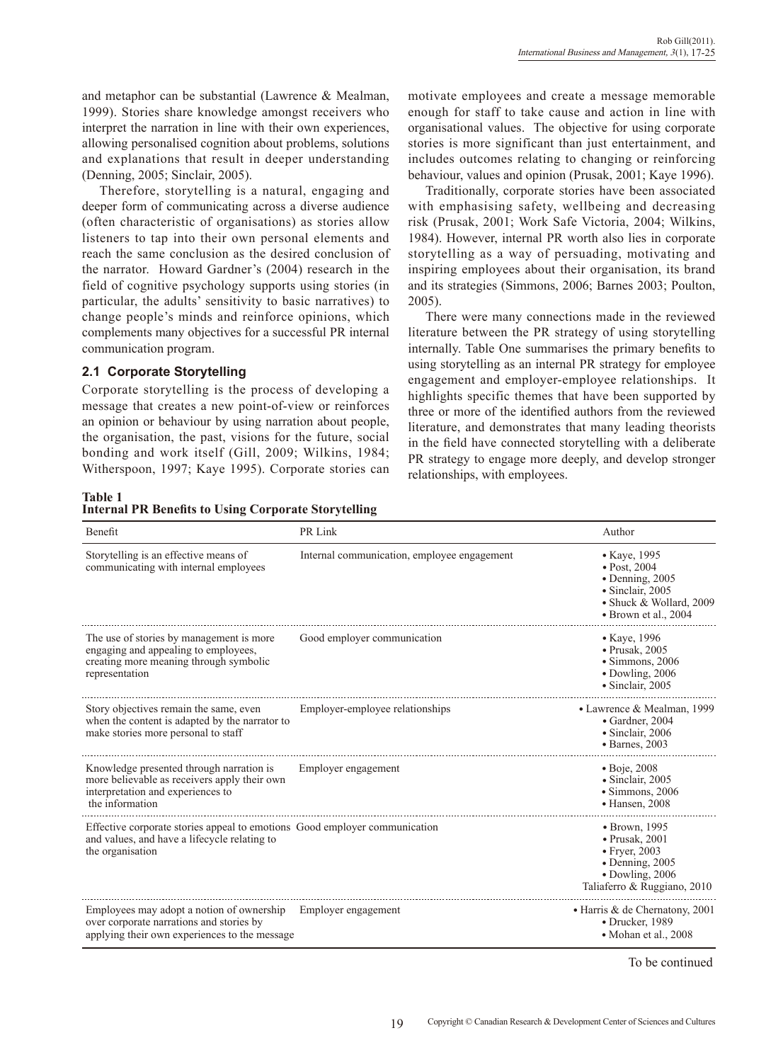and metaphor can be substantial (Lawrence & Mealman, 1999). Stories share knowledge amongst receivers who interpret the narration in line with their own experiences, allowing personalised cognition about problems, solutions and explanations that result in deeper understanding (Denning, 2005; Sinclair, 2005).

Therefore, storytelling is a natural, engaging and deeper form of communicating across a diverse audience (often characteristic of organisations) as stories allow listeners to tap into their own personal elements and reach the same conclusion as the desired conclusion of the narrator. Howard Gardner's (2004) research in the field of cognitive psychology supports using stories (in particular, the adults' sensitivity to basic narratives) to change people's minds and reinforce opinions, which complements many objectives for a successful PR internal communication program.

### 2.1 Corporate Storytelling

Corporate storytelling is the process of developing a message that creates a new point-of-view or reinforces an opinion or behaviour by using narration about people, the organisation, the past, visions for the future, social bonding and work itself (Gill, 2009; Wilkins, 1984; Witherspoon, 1997; Kaye 1995). Corporate stories can motivate employees and create a message memorable enough for staff to take cause and action in line with organisational values. The objective for using corporate stories is more significant than just entertainment, and includes outcomes relating to changing or reinforcing behaviour, values and opinion (Prusak, 2001; Kaye 1996).

Traditionally, corporate stories have been associated with emphasising safety, wellbeing and decreasing risk (Prusak, 2001; Work Safe Victoria, 2004; Wilkins, 1984). However, internal PR worth also lies in corporate storytelling as a way of persuading, motivating and inspiring employees about their organisation, its brand and its strategies (Simmons, 2006; Barnes 2003; Poulton, 2005).

There were many connections made in the reviewed literature between the PR strategy of using storytelling internally. Table One summarises the primary benefits to using storytelling as an internal PR strategy for employee engagement and employer-employee relationships. It highlights specific themes that have been supported by three or more of the identified authors from the reviewed literature, and demonstrates that many leading theorists in the field have connected storytelling with a deliberate PR strategy to engage more deeply, and develop stronger relationships, with employees.

**Table 1**
**Internal PR Benefits to Using Corporate Storytelling**

| Benefit | PR Link | Author |
|---|---|---|
| Storytelling is an effective means of communicating with internal employees | Internal communication, employee engagement | • Kaye, 1995<br>• Post, 2004<br>• Denning, 2005<br>• Sinclair, 2005<br>• Shuck & Wollard, 2009<br>• Brown et al., 2004 |
| The use of stories by management is more engaging and appealing to employees, creating more meaning through symbolic representation | Good employer communication | • Kaye, 1996<br>• Prusak, 2005<br>• Simmons, 2006<br>• Dowling, 2006<br>• Sinclair, 2005 |
| Story objectives remain the same, even when the content is adapted by the narrator to make stories more personal to staff | Employer-employee relationships | • Lawrence & Mealman, 1999<br>• Gardner, 2004<br>• Sinclair, 2006<br>• Barnes, 2003 |
| Knowledge presented through narration is more believable as receivers apply their own interpretation and experiences to the information | Employer engagement | • Boje, 2008<br>• Sinclair, 2005<br>• Simmons, 2006<br>• Hansen, 2008 |
| Effective corporate stories appeal to emotions and values, and have a lifecycle relating to the organisation | Good employer communication | • Brown, 1995<br>• Prusak, 2001<br>• Fryer, 2003<br>• Denning, 2005<br>• Dowling, 2006<br>Taliaferro & Ruggiano, 2010 |
| Employees may adopt a notion of ownership over corporate narrations and stories by applying their own experiences to the message | Employer engagement | • Harris & de Chernatony, 2001<br>• Drucker, 1989<br>• Mohan et al., 2008 |

To be continued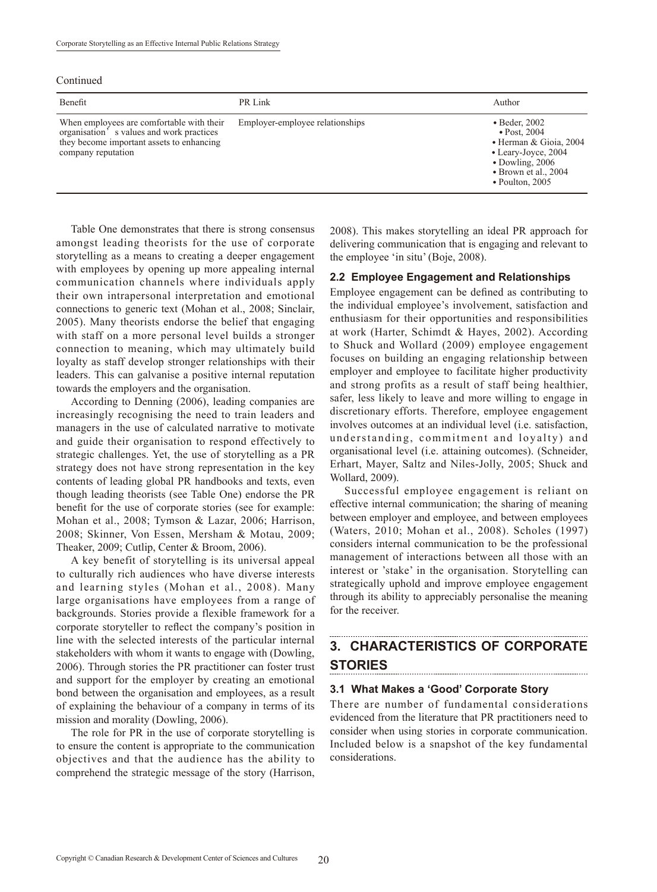Continued

| Benefit | PR Link | Author |
|---|---|---|
| When employees are comfortable with their organisation's values and work practices they become important assets to enhancing company reputation | Employer-employee relationships | • Beder, 2002<br>• Post, 2004<br>• Herman & Gioia, 2004<br>• Leary-Joyce, 2004<br>• Dowling, 2006<br>• Brown et al., 2004<br>• Poulton, 2005 |

Table One demonstrates that there is strong consensus amongst leading theorists for the use of corporate storytelling as a means to creating a deeper engagement with employees by opening up more appealing internal communication channels where individuals apply their own intrapersonal interpretation and emotional connections to generic text (Mohan et al., 2008; Sinclair, 2005). Many theorists endorse the belief that engaging with staff on a more personal level builds a stronger connection to meaning, which may ultimately build loyalty as staff develop stronger relationships with their leaders. This can galvanise a positive internal reputation towards the employers and the organisation.

According to Denning (2006), leading companies are increasingly recognising the need to train leaders and managers in the use of calculated narrative to motivate and guide their organisation to respond effectively to strategic challenges. Yet, the use of storytelling as a PR strategy does not have strong representation in the key contents of leading global PR handbooks and texts, even though leading theorists (see Table One) endorse the PR benefit for the use of corporate stories (see for example: Mohan et al., 2008; Tymson & Lazar, 2006; Harrison, 2008; Skinner, Von Essen, Mersham & Motau, 2009; Theaker, 2009; Cutlip, Center & Broom, 2006).

A key benefit of storytelling is its universal appeal to culturally rich audiences who have diverse interests and learning styles (Mohan et al., 2008). Many large organisations have employees from a range of backgrounds. Stories provide a flexible framework for a corporate storyteller to reflect the company's position in line with the selected interests of the particular internal stakeholders with whom it wants to engage with (Dowling, 2006). Through stories the PR practitioner can foster trust and support for the employer by creating an emotional bond between the organisation and employees, as a result of explaining the behaviour of a company in terms of its mission and morality (Dowling, 2006).

The role for PR in the use of corporate storytelling is to ensure the content is appropriate to the communication objectives and that the audience has the ability to comprehend the strategic message of the story (Harrison, 2008). This makes storytelling an ideal PR approach for delivering communication that is engaging and relevant to the employee 'in situ' (Boje, 2008).

### 2.2 Employee Engagement and Relationships

Employee engagement can be defined as contributing to the individual employee's involvement, satisfaction and enthusiasm for their opportunities and responsibilities at work (Harter, Schimdt & Hayes, 2002). According to Shuck and Wollard (2009) employee engagement focuses on building an engaging relationship between employer and employee to facilitate higher productivity and strong profits as a result of staff being healthier, safer, less likely to leave and more willing to engage in discretionary efforts. Therefore, employee engagement involves outcomes at an individual level (i.e. satisfaction, understanding, commitment and loyalty) and organisational level (i.e. attaining outcomes). (Schneider, Erhart, Mayer, Saltz and Niles-Jolly, 2005; Shuck and Wollard, 2009).

Successful employee engagement is reliant on effective internal communication; the sharing of meaning between employer and employee, and between employees (Waters, 2010; Mohan et al., 2008). Scholes (1997) considers internal communication to be the professional management of interactions between all those with an interest or 'stake' in the organisation. Storytelling can strategically uphold and improve employee engagement through its ability to appreciably personalise the meaning for the receiver.

## 3. CHARACTERISTICS OF CORPORATE STORIES

### 3.1 What Makes a 'Good' Corporate Story

There are number of fundamental considerations evidenced from the literature that PR practitioners need to consider when using stories in corporate communication. Included below is a snapshot of the key fundamental considerations.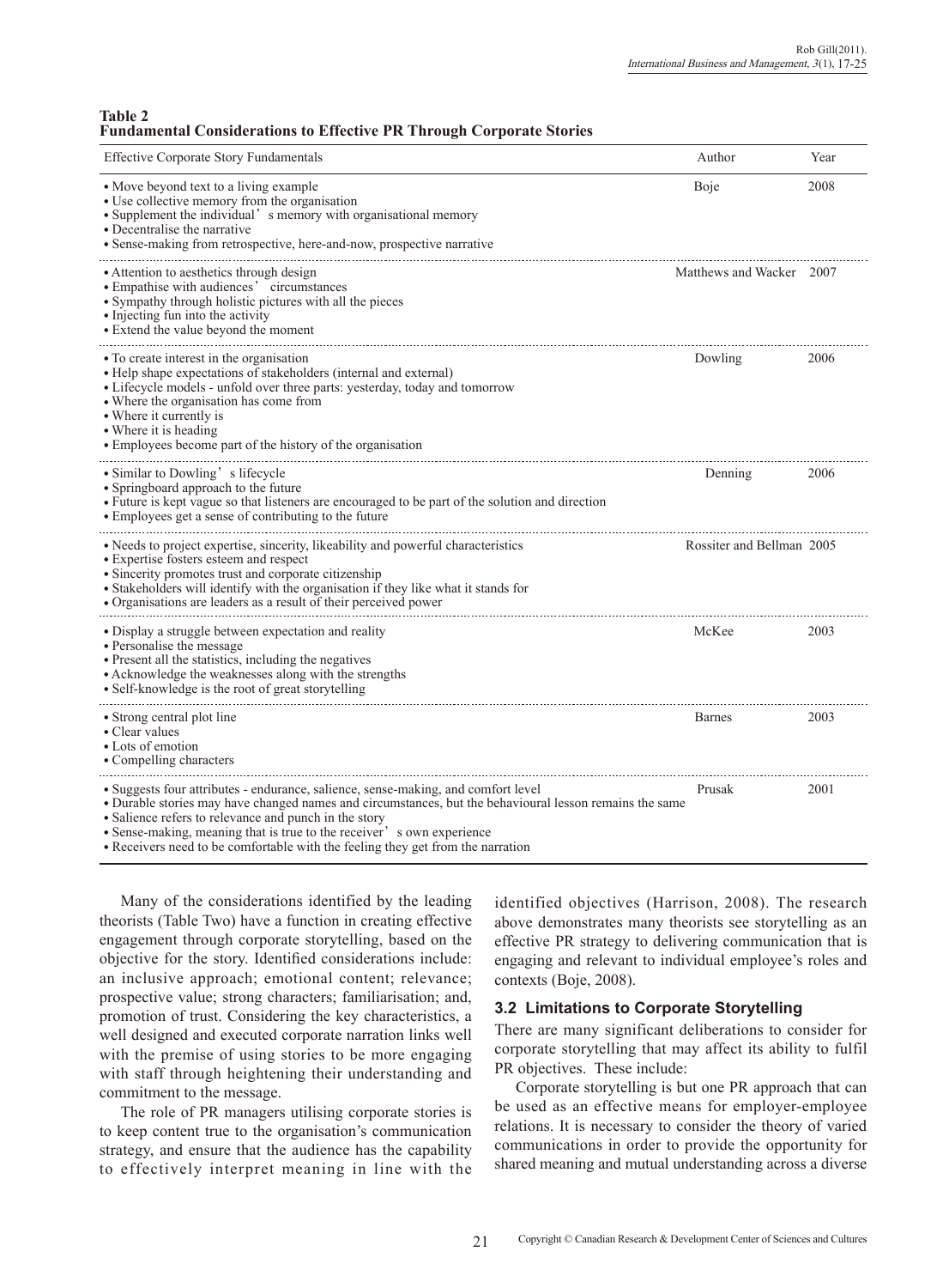**Table 2**
**Fundamental Considerations to Effective PR Through Corporate Stories**

| Effective Corporate Story Fundamentals | Author | Year |
|---|---|---|
| • Move beyond text to a living example<br>• Use collective memory from the organisation<br>• Supplement the individual's memory with organisational memory<br>• Decentralise the narrative<br>• Sense-making from retrospective, here-and-now, prospective narrative | Boje | 2008 |
| • Attention to aesthetics through design<br>• Empathise with audiences' circumstances<br>• Sympathy through holistic pictures with all the pieces<br>• Injecting fun into the activity<br>• Extend the value beyond the moment | Matthews and Wacker | 2007 |
| • To create interest in the organisation<br>• Help shape expectations of stakeholders (internal and external)<br>• Lifecycle models - unfold over three parts: yesterday, today and tomorrow<br>• Where the organisation has come from<br>• Where it currently is<br>• Where it is heading<br>• Employees become part of the history of the organisation | Dowling | 2006 |
| • Similar to Dowling's lifecycle<br>• Springboard approach to the future<br>• Future is kept vague so that listeners are encouraged to be part of the solution and direction<br>• Employees get a sense of contributing to the future | Denning | 2006 |
| • Needs to project expertise, sincerity, likeability and powerful characteristics<br>• Expertise fosters esteem and respect<br>• Sincerity promotes trust and corporate citizenship<br>• Stakeholders will identify with the organisation if they like what it stands for<br>• Organisations are leaders as a result of their perceived power | Rossiter and Bellman | 2005 |
| • Display a struggle between expectation and reality<br>• Personalise the message<br>• Present all the statistics, including the negatives<br>• Acknowledge the weaknesses along with the strengths<br>• Self-knowledge is the root of great storytelling | McKee | 2003 |
| • Strong central plot line<br>• Clear values<br>• Lots of emotion<br>• Compelling characters | Barnes | 2003 |
| • Suggests four attributes - endurance, salience, sense-making, and comfort level<br>• Durable stories may have changed names and circumstances, but the behavioural lesson remains the same<br>• Salience refers to relevance and punch in the story<br>• Sense-making, meaning that is true to the receiver's own experience<br>• Receivers need to be comfortable with the feeling they get from the narration | Prusak | 2001 |

Many of the considerations identified by the leading theorists (Table Two) have a function in creating effective engagement through corporate storytelling, based on the objective for the story. Identified considerations include: an inclusive approach; emotional content; relevance; prospective value; strong characters; familiarisation; and, promotion of trust. Considering the key characteristics, a well designed and executed corporate narration links well with the premise of using stories to be more engaging with staff through heightening their understanding and commitment to the message.

The role of PR managers utilising corporate stories is to keep content true to the organisation's communication strategy, and ensure that the audience has the capability to effectively interpret meaning in line with the identified objectives (Harrison, 2008). The research above demonstrates many theorists see storytelling as an effective PR strategy to delivering communication that is engaging and relevant to individual employee's roles and contexts (Boje, 2008).

### 3.2 Limitations to Corporate Storytelling

There are many significant deliberations to consider for corporate storytelling that may affect its ability to fulfil PR objectives. These include:

Corporate storytelling is but one PR approach that can be used as an effective means for employer-employee relations. It is necessary to consider the theory of varied communications in order to provide the opportunity for shared meaning and mutual understanding across a diverse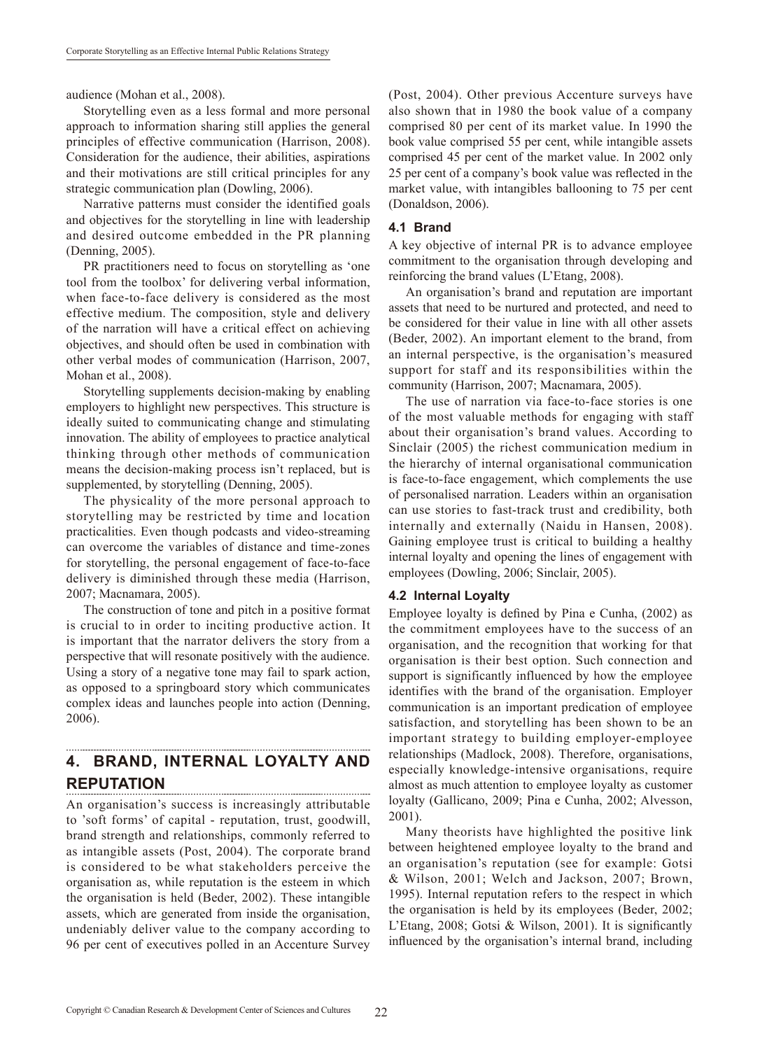audience (Mohan et al., 2008).

Storytelling even as a less formal and more personal approach to information sharing still applies the general principles of effective communication (Harrison, 2008). Consideration for the audience, their abilities, aspirations and their motivations are still critical principles for any strategic communication plan (Dowling, 2006).

Narrative patterns must consider the identified goals and objectives for the storytelling in line with leadership and desired outcome embedded in the PR planning (Denning, 2005).

PR practitioners need to focus on storytelling as 'one tool from the toolbox' for delivering verbal information, when face-to-face delivery is considered as the most effective medium. The composition, style and delivery of the narration will have a critical effect on achieving objectives, and should often be used in combination with other verbal modes of communication (Harrison, 2007, Mohan et al., 2008).

Storytelling supplements decision-making by enabling employers to highlight new perspectives. This structure is ideally suited to communicating change and stimulating innovation. The ability of employees to practice analytical thinking through other methods of communication means the decision-making process isn't replaced, but is supplemented, by storytelling (Denning, 2005).

The physicality of the more personal approach to storytelling may be restricted by time and location practicalities. Even though podcasts and video-streaming can overcome the variables of distance and time-zones for storytelling, the personal engagement of face-to-face delivery is diminished through these media (Harrison, 2007; Macnamara, 2005).

The construction of tone and pitch in a positive format is crucial to in order to inciting productive action. It is important that the narrator delivers the story from a perspective that will resonate positively with the audience. Using a story of a negative tone may fail to spark action, as opposed to a springboard story which communicates complex ideas and launches people into action (Denning, 2006).

## 4. BRAND, INTERNAL LOYALTY AND REPUTATION

An organisation's success is increasingly attributable to 'soft forms' of capital - reputation, trust, goodwill, brand strength and relationships, commonly referred to as intangible assets (Post, 2004). The corporate brand is considered to be what stakeholders perceive the organisation as, while reputation is the esteem in which the organisation is held (Beder, 2002). These intangible assets, which are generated from inside the organisation, undeniably deliver value to the company according to 96 per cent of executives polled in an Accenture Survey (Post, 2004). Other previous Accenture surveys have also shown that in 1980 the book value of a company comprised 80 per cent of its market value. In 1990 the book value comprised 55 per cent, while intangible assets comprised 45 per cent of the market value. In 2002 only 25 per cent of a company's book value was reflected in the market value, with intangibles ballooning to 75 per cent (Donaldson, 2006).

### 4.1 Brand

A key objective of internal PR is to advance employee commitment to the organisation through developing and reinforcing the brand values (L'Etang, 2008).

An organisation's brand and reputation are important assets that need to be nurtured and protected, and need to be considered for their value in line with all other assets (Beder, 2002). An important element to the brand, from an internal perspective, is the organisation's measured support for staff and its responsibilities within the community (Harrison, 2007; Macnamara, 2005).

The use of narration via face-to-face stories is one of the most valuable methods for engaging with staff about their organisation's brand values. According to Sinclair (2005) the richest communication medium in the hierarchy of internal organisational communication is face-to-face engagement, which complements the use of personalised narration. Leaders within an organisation can use stories to fast-track trust and credibility, both internally and externally (Naidu in Hansen, 2008). Gaining employee trust is critical to building a healthy internal loyalty and opening the lines of engagement with employees (Dowling, 2006; Sinclair, 2005).

### 4.2 Internal Loyalty

Employee loyalty is defined by Pina e Cunha, (2002) as the commitment employees have to the success of an organisation, and the recognition that working for that organisation is their best option. Such connection and support is significantly influenced by how the employee identifies with the brand of the organisation. Employer communication is an important predication of employee satisfaction, and storytelling has been shown to be an important strategy to building employer-employee relationships (Madlock, 2008). Therefore, organisations, especially knowledge-intensive organisations, require almost as much attention to employee loyalty as customer loyalty (Gallicano, 2009; Pina e Cunha, 2002; Alvesson, 2001).

Many theorists have highlighted the positive link between heightened employee loyalty to the brand and an organisation's reputation (see for example: Gotsi & Wilson, 2001; Welch and Jackson, 2007; Brown, 1995). Internal reputation refers to the respect in which the organisation is held by its employees (Beder, 2002; L'Etang, 2008; Gotsi & Wilson, 2001). It is significantly influenced by the organisation's internal brand, including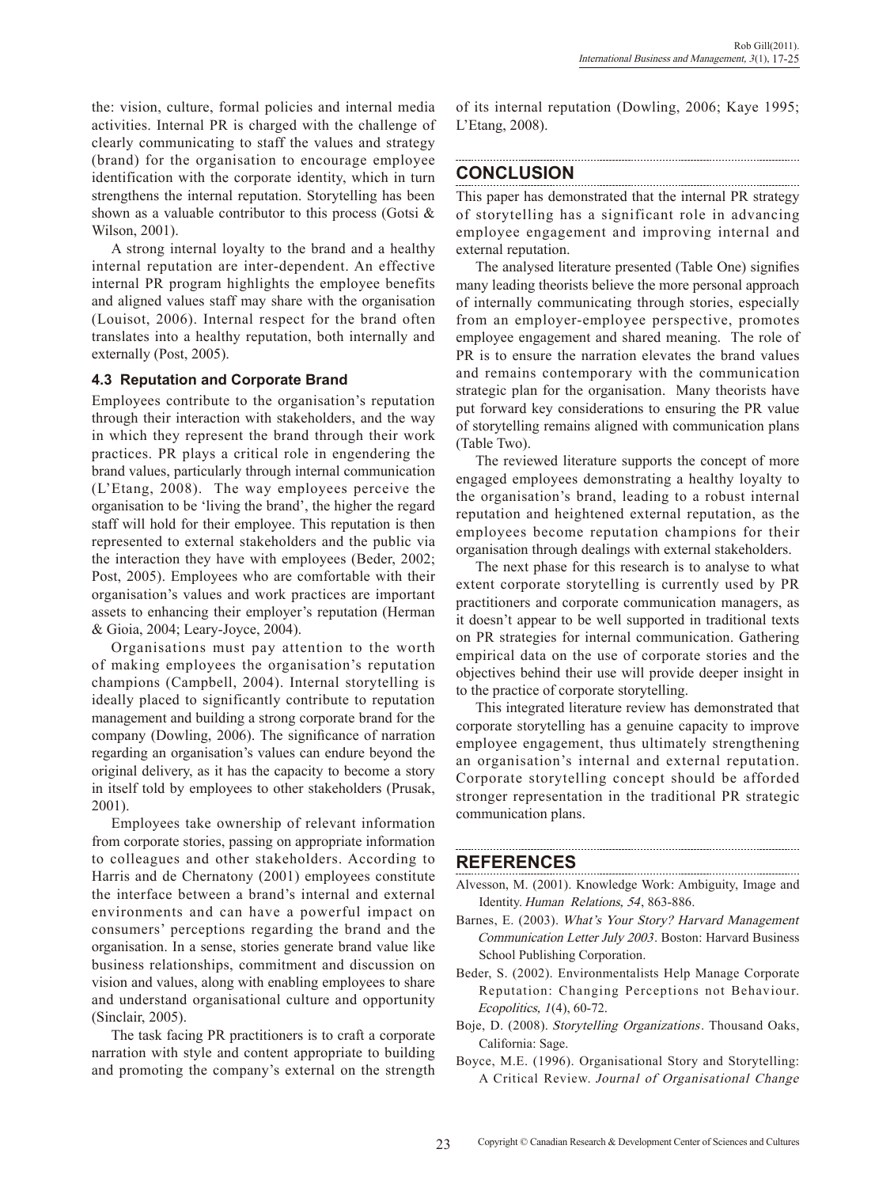the: vision, culture, formal policies and internal media activities. Internal PR is charged with the challenge of clearly communicating to staff the values and strategy (brand) for the organisation to encourage employee identification with the corporate identity, which in turn strengthens the internal reputation. Storytelling has been shown as a valuable contributor to this process (Gotsi & Wilson, 2001).

A strong internal loyalty to the brand and a healthy internal reputation are inter-dependent. An effective internal PR program highlights the employee benefits and aligned values staff may share with the organisation (Louisot, 2006). Internal respect for the brand often translates into a healthy reputation, both internally and externally (Post, 2005).

### 4.3 Reputation and Corporate Brand

Employees contribute to the organisation's reputation through their interaction with stakeholders, and the way in which they represent the brand through their work practices. PR plays a critical role in engendering the brand values, particularly through internal communication (L'Etang, 2008). The way employees perceive the organisation to be 'living the brand', the higher the regard staff will hold for their employee. This reputation is then represented to external stakeholders and the public via the interaction they have with employees (Beder, 2002; Post, 2005). Employees who are comfortable with their organisation's values and work practices are important assets to enhancing their employer's reputation (Herman & Gioia, 2004; Leary-Joyce, 2004).

Organisations must pay attention to the worth of making employees the organisation's reputation champions (Campbell, 2004). Internal storytelling is ideally placed to significantly contribute to reputation management and building a strong corporate brand for the company (Dowling, 2006). The significance of narration regarding an organisation's values can endure beyond the original delivery, as it has the capacity to become a story in itself told by employees to other stakeholders (Prusak, 2001).

Employees take ownership of relevant information from corporate stories, passing on appropriate information to colleagues and other stakeholders. According to Harris and de Chernatony (2001) employees constitute the interface between a brand's internal and external environments and can have a powerful impact on consumers' perceptions regarding the brand and the organisation. In a sense, stories generate brand value like business relationships, commitment and discussion on vision and values, along with enabling employees to share and understand organisational culture and opportunity (Sinclair, 2005).

The task facing PR practitioners is to craft a corporate narration with style and content appropriate to building and promoting the company's external on the strength of its internal reputation (Dowling, 2006; Kaye 1995; L'Etang, 2008).

## CONCLUSION

This paper has demonstrated that the internal PR strategy of storytelling has a significant role in advancing employee engagement and improving internal and external reputation.

The analysed literature presented (Table One) signifies many leading theorists believe the more personal approach of internally communicating through stories, especially from an employer-employee perspective, promotes employee engagement and shared meaning. The role of PR is to ensure the narration elevates the brand values and remains contemporary with the communication strategic plan for the organisation. Many theorists have put forward key considerations to ensuring the PR value of storytelling remains aligned with communication plans (Table Two).

The reviewed literature supports the concept of more engaged employees demonstrating a healthy loyalty to the organisation's brand, leading to a robust internal reputation and heightened external reputation, as the employees become reputation champions for their organisation through dealings with external stakeholders.

The next phase for this research is to analyse to what extent corporate storytelling is currently used by PR practitioners and corporate communication managers, as it doesn't appear to be well supported in traditional texts on PR strategies for internal communication. Gathering empirical data on the use of corporate stories and the objectives behind their use will provide deeper insight in to the practice of corporate storytelling.

This integrated literature review has demonstrated that corporate storytelling has a genuine capacity to improve employee engagement, thus ultimately strengthening an organisation's internal and external reputation. Corporate storytelling concept should be afforded stronger representation in the traditional PR strategic communication plans.

## REFERENCES

Alvesson, M. (2001). Knowledge Work: Ambiguity, Image and Identity. *Human Relations, 54*, 863-886.

Barnes, E. (2003). *What's Your Story? Harvard Management Communication Letter July 2003*. Boston: Harvard Business School Publishing Corporation.

Beder, S. (2002). Environmentalists Help Manage Corporate Reputation: Changing Perceptions not Behaviour. *Ecopolitics, 1*(4), 60-72.

Boje, D. (2008). *Storytelling Organizations*. Thousand Oaks, California: Sage.

Boyce, M.E. (1996). Organisational Story and Storytelling: A Critical Review. *Journal of Organisational Change*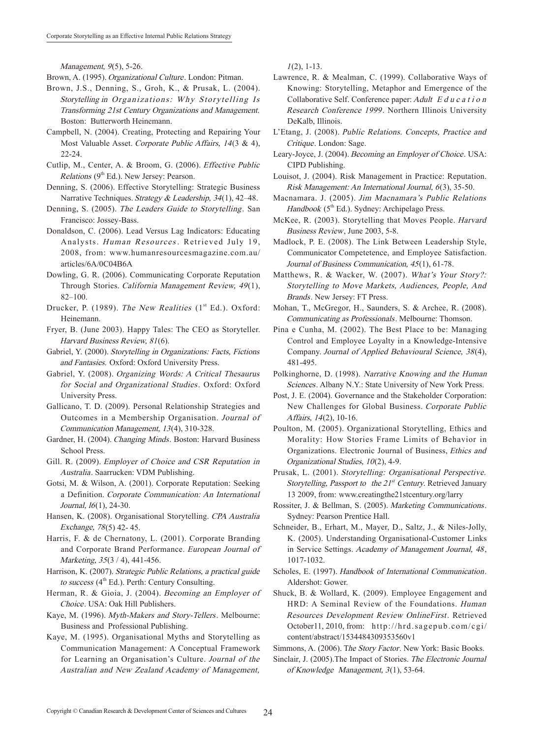*Management, 9*(5), 5-26.

Brown, A. (1995). *Organizational Culture*. London: Pitman.

Brown, J.S., Denning, S., Groh, K., & Prusak, L. (2004). *Storytelling in Organizations: Why Storytelling Is Transforming 21st Century Organizations and Management.* Boston: Butterworth Heinemann.

Campbell, N. (2004). Creating, Protecting and Repairing Your Most Valuable Asset. *Corporate Public Affairs, 14*(3 & 4), 22-24.

Cutlip, M., Center, A. & Broom, G. (2006). *Effective Public Relations* (9th Ed.). New Jersey: Pearson.

Denning, S. (2006). Effective Storytelling: Strategic Business Narrative Techniques. *Strategy & Leadership, 34*(1), 42–48.

Denning, S. (2005). *The Leaders Guide to Storytelling*. San Francisco: Jossey-Bass.

Donaldson, C. (2006). Lead Versus Lag Indicators: Educating Analysts. *Human Resources*. Retrieved July 19, 2008, from: www.humanresourcesmagazine.com.au/articles/6A/0C04B6A

Dowling, G. R. (2006). Communicating Corporate Reputation Through Stories. *California Management Review, 49*(1), 82–100.

Drucker, P. (1989). *The New Realities* (1st Ed.). Oxford: Heinemann.

Fryer, B. (June 2003). Happy Tales: The CEO as Storyteller. *Harvard Business Review, 81*(6).

Gabriel, Y. (2000). *Storytelling in Organizations: Facts, Fictions and Fantasies.* Oxford: Oxford University Press.

Gabriel, Y. (2008). *Organizing Words: A Critical Thesaurus for Social and Organizational Studies*. Oxford: Oxford University Press.

Gallicano, T. D. (2009). Personal Relationship Strategies and Outcomes in a Membership Organisation. *Journal of Communication Management, 13*(4), 310-328.

Gardner, H. (2004). *Changing Minds*. Boston: Harvard Business School Press.

Gill. R. (2009). *Employer of Choice and CSR Reputation in Australia*. Saarrucken: VDM Publishing.

Gotsi, M. & Wilson, A. (2001). Corporate Reputation: Seeking a Definition. *Corporate Communication: An International Journal, l6*(1), 24-30.

Hansen, K. (2008). Organisational Storytelling. *CPA Australia Exchange, 78*(5) 42- 45.

Harris, F. & de Chernatony, L. (2001). Corporate Branding and Corporate Brand Performance. *European Journal of Marketing, 35*(3 / 4), 441-456.

Harrison, K. (2007). *Strategic Public Relations, a practical guide to success* (4th Ed.). Perth: Century Consulting.

Herman, R. & Gioia, J. (2004). *Becoming an Employer of Choice*. USA: Oak Hill Publishers.

Kaye, M. (1996). *Myth-Makers and Story-Tellers*. Melbourne: Business and Professional Publishing.

Kaye, M. (1995). Organisational Myths and Storytelling as Communication Management: A Conceptual Framework for Learning an Organisation's Culture. *Journal of the Australian and New Zealand Academy of Management, 1*(2), 1-13.

Lawrence, R. & Mealman, C. (1999). Collaborative Ways of Knowing: Storytelling, Metaphor and Emergence of the Collaborative Self. Conference paper: *Adult Education Research Conference 1999*. Northern Illinois University DeKalb, Illinois.

L'Etang, J. (2008). *Public Relations. Concepts, Practice and Critique*. London: Sage.

Leary-Joyce, J. (2004). *Becoming an Employer of Choice*. USA: CIPD Publishing.

Louisot, J. (2004). Risk Management in Practice: Reputation. *Risk Management: An International Journal, 6*(3), 35-50.

Macnamara. J. (2005). *Jim Macnamara's Public Relations Handbook* (5th Ed.). Sydney: Archipelago Press.

McKee, R. (2003). Storytelling that Moves People. *Harvard Business Review*, June 2003, 5-8.

Madlock, P. E. (2008). The Link Between Leadership Style, Communicator Competetence, and Employee Satisfaction. *Journal of Business Communication, 45*(1), 61-78.

Matthews, R. & Wacker, W. (2007). *What's Your Story?: Storytelling to Move Markets, Audiences, People, And Brands*. New Jersey: FT Press.

Mohan, T., McGregor, H., Saunders, S. & Archee, R. (2008). *Communicating as Professionals*. Melbourne: Thomson.

Pina e Cunha, M. (2002). The Best Place to be: Managing Control and Employee Loyalty in a Knowledge-Intensive Company. *Journal of Applied Behavioural Science, 38*(4), 481-495.

Polkinghorne, D. (1998). *Narrative Knowing and the Human Sciences*. Albany N.Y.: State University of New York Press.

Post, J. E. (2004). Governance and the Stakeholder Corporation: New Challenges for Global Business. *Corporate Public Affairs, 14*(2), 10-16.

Poulton, M. (2005). Organizational Storytelling, Ethics and Morality: How Stories Frame Limits of Behavior in Organizations. Electronic Journal of Business, *Ethics and Organizational Studies, 10*(2), 4-9.

Prusak, L. (2001). *Storytelling: Organisational Perspective. Storytelling, Passport to the 21st Century*. Retrieved January 13 2009, from: www.creatingthe21stcentury.org/larry

Rossiter, J. & Bellman, S. (2005). *Marketing Communications*. Sydney: Pearson Prentice Hall.

Schneider, B., Erhart, M., Mayer, D., Saltz, J., & Niles-Jolly, K. (2005). Understanding Organisational-Customer Links in Service Settings. *Academy of Management Journal, 48*, 1017-1032.

Scholes, E. (1997). *Handbook of International Communication*. Aldershot: Gower.

Shuck, B. & Wollard, K. (2009). Employee Engagement and HRD: A Seminal Review of the Foundations. *Human Resources Development Review OnlineFirst*. Retrieved October11, 2010, from: http://hrd.sagepub.com/cgi/content/abstract/1534484309353560v1

Simmons, A. (2006). *The Story Factor*. New York: Basic Books.

Sinclair, J. (2005).The Impact of Stories. *The Electronic Journal of Knowledge Management, 3*(1), 53-64.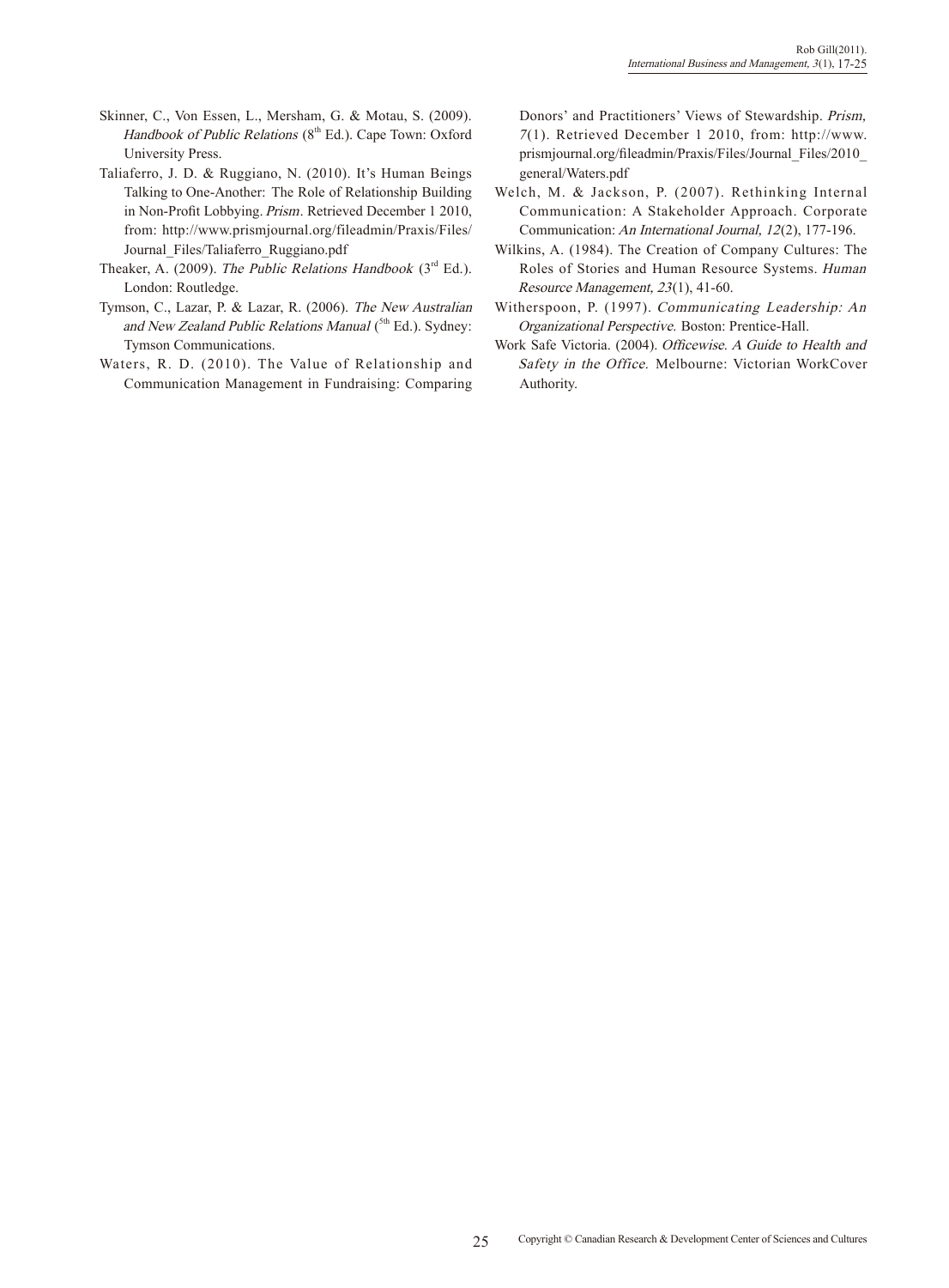Skinner, C., Von Essen, L., Mersham, G. & Motau, S. (2009). *Handbook of Public Relations* (8th Ed.). Cape Town: Oxford University Press.

Taliaferro, J. D. & Ruggiano, N. (2010). It's Human Beings Talking to One-Another: The Role of Relationship Building in Non-Profit Lobbying. *Prism*. Retrieved December 1 2010, from: http://www.prismjournal.org/fileadmin/Praxis/Files/Journal_Files/Taliaferro_Ruggiano.pdf

Theaker, A. (2009). *The Public Relations Handbook* (3rd Ed.). London: Routledge.

Tymson, C., Lazar, P. & Lazar, R. (2006). *The New Australian and New Zealand Public Relations Manual* (5th Ed.). Sydney: Tymson Communications.

Waters, R. D. (2010). The Value of Relationship and Communication Management in Fundraising: Comparing Donors' and Practitioners' Views of Stewardship. *Prism, 7*(1). Retrieved December 1 2010, from: http://www.prismjournal.org/fileadmin/Praxis/Files/Journal_Files/2010_general/Waters.pdf

Welch, M. & Jackson, P. (2007). Rethinking Internal Communication: A Stakeholder Approach. Corporate Communication: *An International Journal, 12*(2), 177-196.

Wilkins, A. (1984). The Creation of Company Cultures: The Roles of Stories and Human Resource Systems. *Human Resource Management, 23*(1), 41-60.

Witherspoon, P. (1997). *Communicating Leadership: An Organizational Perspective.* Boston: Prentice-Hall.

Work Safe Victoria. (2004). *Officewise. A Guide to Health and Safety in the Office.* Melbourne: Victorian WorkCover Authority.